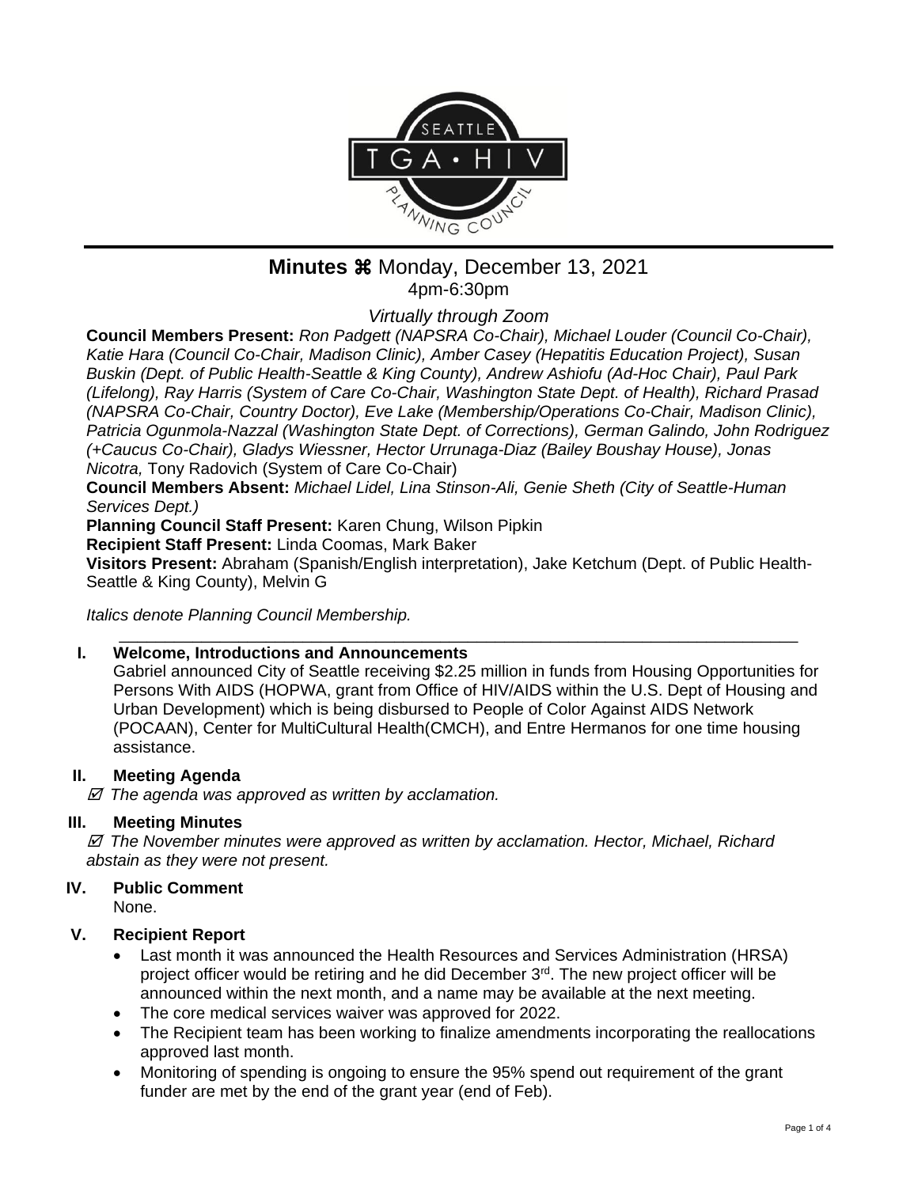# Minutes ⌘ Monday, December 13, 2021

4pm-6:30pm

*Virtually through Zoom*

**Council Members Present:** *Ron Padgett (NAPSRA Co-Chair), Michael Louder (Council Co-Chair), Katie Hara (Council Co-Chair, Madison Clinic), Amber Casey (Hepatitis Education Project), Susan Buskin (Dept. of Public Health-Seattle & King County), Andrew Ashiofu (Ad-Hoc Chair), Paul Park (Lifelong), Ray Harris (System of Care Co-Chair, Washington State Dept. of Health), Richard Prasad (NAPSRA Co-Chair, Country Doctor), Eve Lake (Membership/Operations Co-Chair, Madison Clinic), Patricia Ogunmola-Nazzal (Washington State Dept. of Corrections), German Galindo, John Rodriguez (+Caucus Co-Chair), Gladys Wiessner, Hector Urrunaga-Diaz (Bailey Boushay House), Jonas Nicotra,* Tony Radovich (System of Care Co-Chair)

**Council Members Absent:** *Michael Lidel, Lina Stinson-Ali, Genie Sheth (City of Seattle-Human Services Dept.)*

**Planning Council Staff Present:** Karen Chung, Wilson Pipkin

**Recipient Staff Present:** Linda Coomas, Mark Baker

**Visitors Present:** Abraham (Spanish/English interpretation), Jake Ketchum (Dept. of Public Health-Seattle & King County), Melvin G

*Italics denote Planning Council Membership.*

---

## I. Welcome, Introductions and Announcements

Gabriel announced City of Seattle receiving $2.25 million in funds from Housing Opportunities for Persons With AIDS (HOPWA, grant from Office of HIV/AIDS within the U.S. Dept of Housing and Urban Development) which is being disbursed to People of Color Against AIDS Network (POCAAN), Center for MultiCultural Health(CMCH), and Entre Hermanos for one time housing assistance.

## II. Meeting Agenda

☑ *The agenda was approved as written by acclamation.*

## III. Meeting Minutes

☑ *The November minutes were approved as written by acclamation. Hector, Michael, Richard abstain as they were not present.*

## IV. Public Comment

None.

## V. Recipient Report

- Last month it was announced the Health Resources and Services Administration (HRSA) project officer would be retiring and he did December 3rd. The new project officer will be announced within the next month, and a name may be available at the next meeting.
- The core medical services waiver was approved for 2022.
- The Recipient team has been working to finalize amendments incorporating the reallocations approved last month.
- Monitoring of spending is ongoing to ensure the 95% spend out requirement of the grant funder are met by the end of the grant year (end of Feb).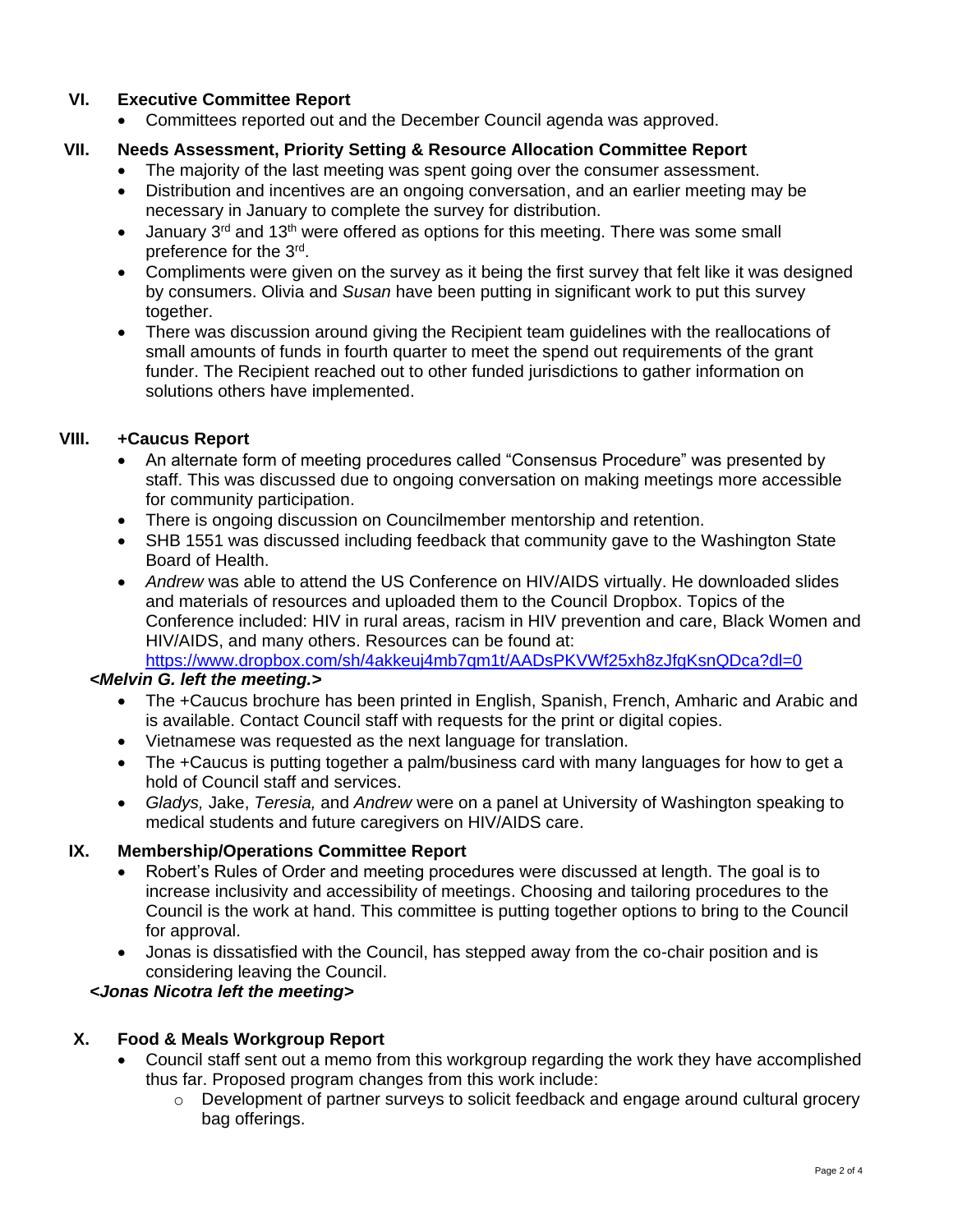## VI. Executive Committee Report

- Committees reported out and the December Council agenda was approved.

## VII. Needs Assessment, Priority Setting & Resource Allocation Committee Report

- The majority of the last meeting was spent going over the consumer assessment.
- Distribution and incentives are an ongoing conversation, and an earlier meeting may be necessary in January to complete the survey for distribution.
- January 3rd and 13th were offered as options for this meeting. There was some small preference for the 3rd.
- Compliments were given on the survey as it being the first survey that felt like it was designed by consumers. Olivia and *Susan* have been putting in significant work to put this survey together.
- There was discussion around giving the Recipient team guidelines with the reallocations of small amounts of funds in fourth quarter to meet the spend out requirements of the grant funder. The Recipient reached out to other funded jurisdictions to gather information on solutions others have implemented.

## VIII. +Caucus Report

- An alternate form of meeting procedures called "Consensus Procedure" was presented by staff. This was discussed due to ongoing conversation on making meetings more accessible for community participation.
- There is ongoing discussion on Councilmember mentorship and retention.
- SHB 1551 was discussed including feedback that community gave to the Washington State Board of Health.
- *Andrew* was able to attend the US Conference on HIV/AIDS virtually. He downloaded slides and materials of resources and uploaded them to the Council Dropbox. Topics of the Conference included: HIV in rural areas, racism in HIV prevention and care, Black Women and HIV/AIDS, and many others. Resources can be found at: https://www.dropbox.com/sh/4akkeuj4mb7qm1t/AADsPKVWf25xh8zJfgKsnQDca?dl=0

***<Melvin G. left the meeting.>***

- The +Caucus brochure has been printed in English, Spanish, French, Amharic and Arabic and is available. Contact Council staff with requests for the print or digital copies.
- Vietnamese was requested as the next language for translation.
- The +Caucus is putting together a palm/business card with many languages for how to get a hold of Council staff and services.
- *Gladys,* Jake, *Teresia,* and *Andrew* were on a panel at University of Washington speaking to medical students and future caregivers on HIV/AIDS care.

## IX. Membership/Operations Committee Report

- Robert's Rules of Order and meeting procedures were discussed at length. The goal is to increase inclusivity and accessibility of meetings. Choosing and tailoring procedures to the Council is the work at hand. This committee is putting together options to bring to the Council for approval.
- Jonas is dissatisfied with the Council, has stepped away from the co-chair position and is considering leaving the Council.

***<Jonas Nicotra left the meeting>***

## X. Food & Meals Workgroup Report

- Council staff sent out a memo from this workgroup regarding the work they have accomplished thus far. Proposed program changes from this work include:
  - Development of partner surveys to solicit feedback and engage around cultural grocery bag offerings.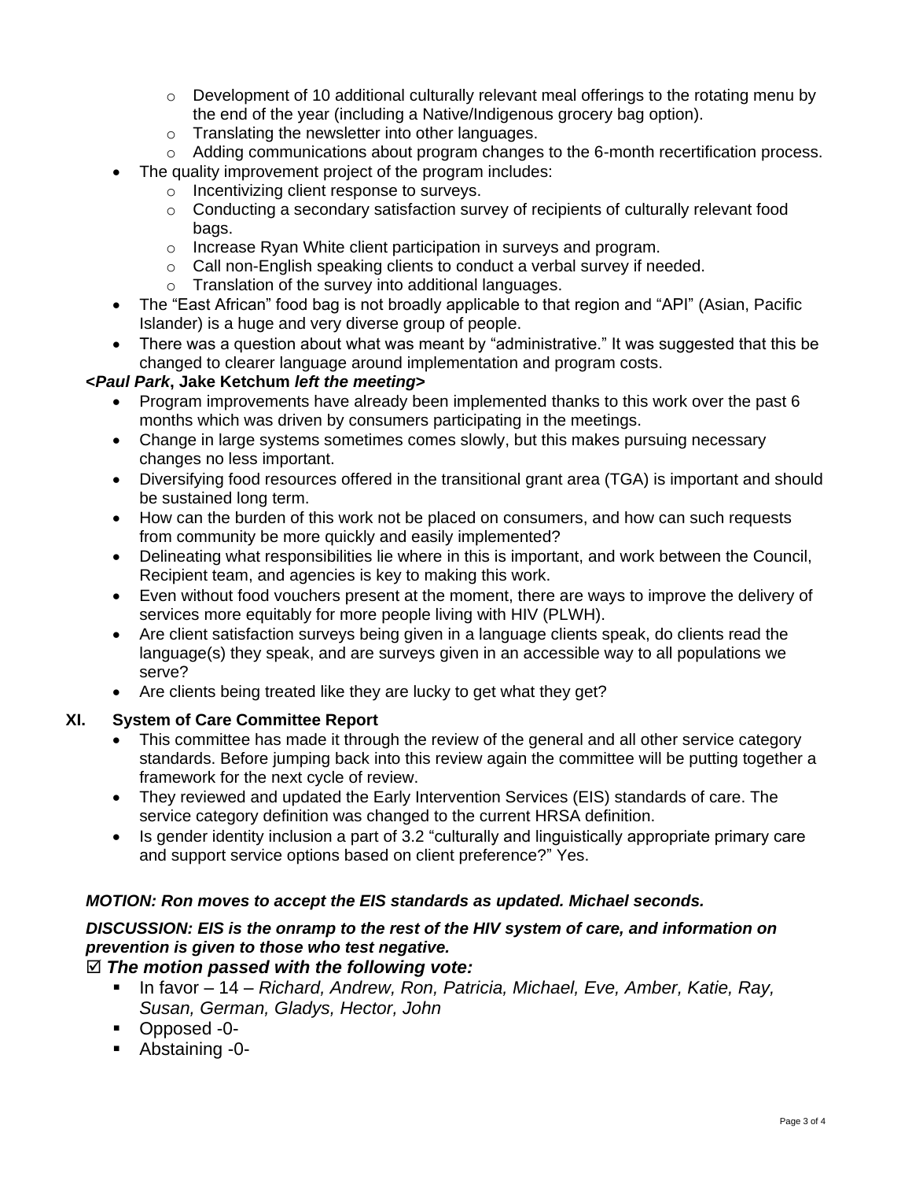- Development of 10 additional culturally relevant meal offerings to the rotating menu by the end of the year (including a Native/Indigenous grocery bag option).
  - Translating the newsletter into other languages.
  - Adding communications about program changes to the 6-month recertification process.
- The quality improvement project of the program includes:
  - Incentivizing client response to surveys.
  - Conducting a secondary satisfaction survey of recipients of culturally relevant food bags.
  - Increase Ryan White client participation in surveys and program.
  - Call non-English speaking clients to conduct a verbal survey if needed.
  - Translation of the survey into additional languages.
- The "East African" food bag is not broadly applicable to that region and "API" (Asian, Pacific Islander) is a huge and very diverse group of people.
- There was a question about what was meant by "administrative." It was suggested that this be changed to clearer language around implementation and program costs.

***<Paul Park*, Jake Ketchum *left the meeting>***

- Program improvements have already been implemented thanks to this work over the past 6 months which was driven by consumers participating in the meetings.
- Change in large systems sometimes comes slowly, but this makes pursuing necessary changes no less important.
- Diversifying food resources offered in the transitional grant area (TGA) is important and should be sustained long term.
- How can the burden of this work not be placed on consumers, and how can such requests from community be more quickly and easily implemented?
- Delineating what responsibilities lie where in this is important, and work between the Council, Recipient team, and agencies is key to making this work.
- Even without food vouchers present at the moment, there are ways to improve the delivery of services more equitably for more people living with HIV (PLWH).
- Are client satisfaction surveys being given in a language clients speak, do clients read the language(s) they speak, and are surveys given in an accessible way to all populations we serve?
- Are clients being treated like they are lucky to get what they get?

## XI. System of Care Committee Report

- This committee has made it through the review of the general and all other service category standards. Before jumping back into this review again the committee will be putting together a framework for the next cycle of review.
- They reviewed and updated the Early Intervention Services (EIS) standards of care. The service category definition was changed to the current HRSA definition.
- Is gender identity inclusion a part of 3.2 "culturally and linguistically appropriate primary care and support service options based on client preference?" Yes.

***MOTION: Ron moves to accept the EIS standards as updated. Michael seconds.***

***DISCUSSION: EIS is the onramp to the rest of the HIV system of care, and information on prevention is given to those who test negative.***

☑ ***The motion passed with the following vote:***

- In favor – 14 – *Richard, Andrew, Ron, Patricia, Michael, Eve, Amber, Katie, Ray, Susan, German, Gladys, Hector, John*
- Opposed -0-
- Abstaining -0-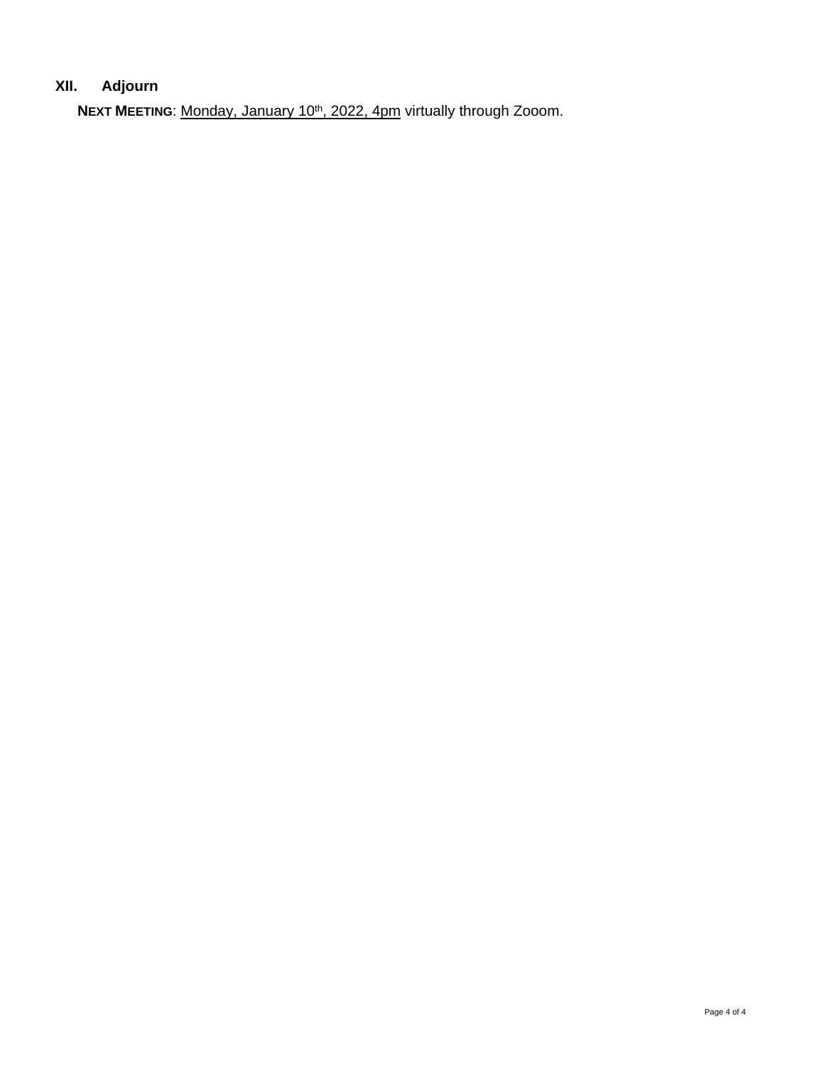## XII. Adjourn

**NEXT MEETING**: Monday, January 10th, 2022, 4pm virtually through Zooom.